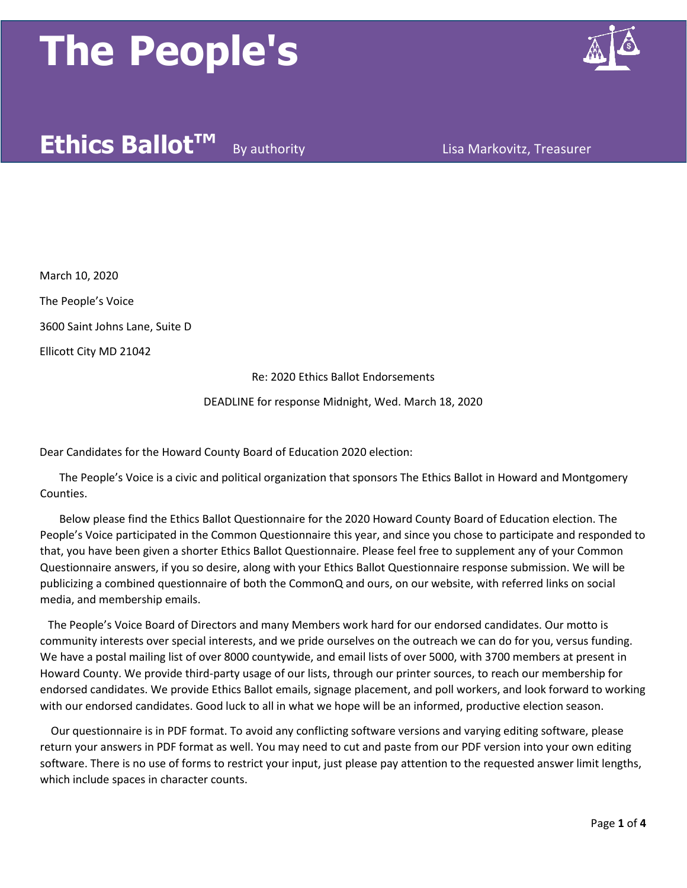# The People's Ethics Ballot™

By authority Lisa Markovitz, Treasurer

March 10, 2020

The People's Voice

3600 Saint Johns Lane, Suite D

Ellicott City MD 21042

Re: 2020 Ethics Ballot Endorsements

DEADLINE for response Midnight, Wed. March 18, 2020

Dear Candidates for the Howard County Board of Education 2020 election:

The People's Voice is a civic and political organization that sponsors The Ethics Ballot in Howard and Montgomery Counties.

Below please find the Ethics Ballot Questionnaire for the 2020 Howard County Board of Education election. The People's Voice participated in the Common Questionnaire this year, and since you chose to participate and responded to that, you have been given a shorter Ethics Ballot Questionnaire. Please feel free to supplement any of your Common Questionnaire answers, if you so desire, along with your Ethics Ballot Questionnaire response submission. We will be publicizing a combined questionnaire of both the CommonQ and ours, on our website, with referred links on social media, and membership emails.

The People's Voice Board of Directors and many Members work hard for our endorsed candidates. Our motto is community interests over special interests, and we pride ourselves on the outreach we can do for you, versus funding. We have a postal mailing list of over 8000 countywide, and email lists of over 5000, with 3700 members at present in Howard County. We provide third-party usage of our lists, through our printer sources, to reach our membership for endorsed candidates. We provide Ethics Ballot emails, signage placement, and poll workers, and look forward to working with our endorsed candidates. Good luck to all in what we hope will be an informed, productive election season.

Our questionnaire is in PDF format. To avoid any conflicting software versions and varying editing software, please return your answers in PDF format as well. You may need to cut and paste from our PDF version into your own editing software. There is no use of forms to restrict your input, just please pay attention to the requested answer limit lengths, which include spaces in character counts.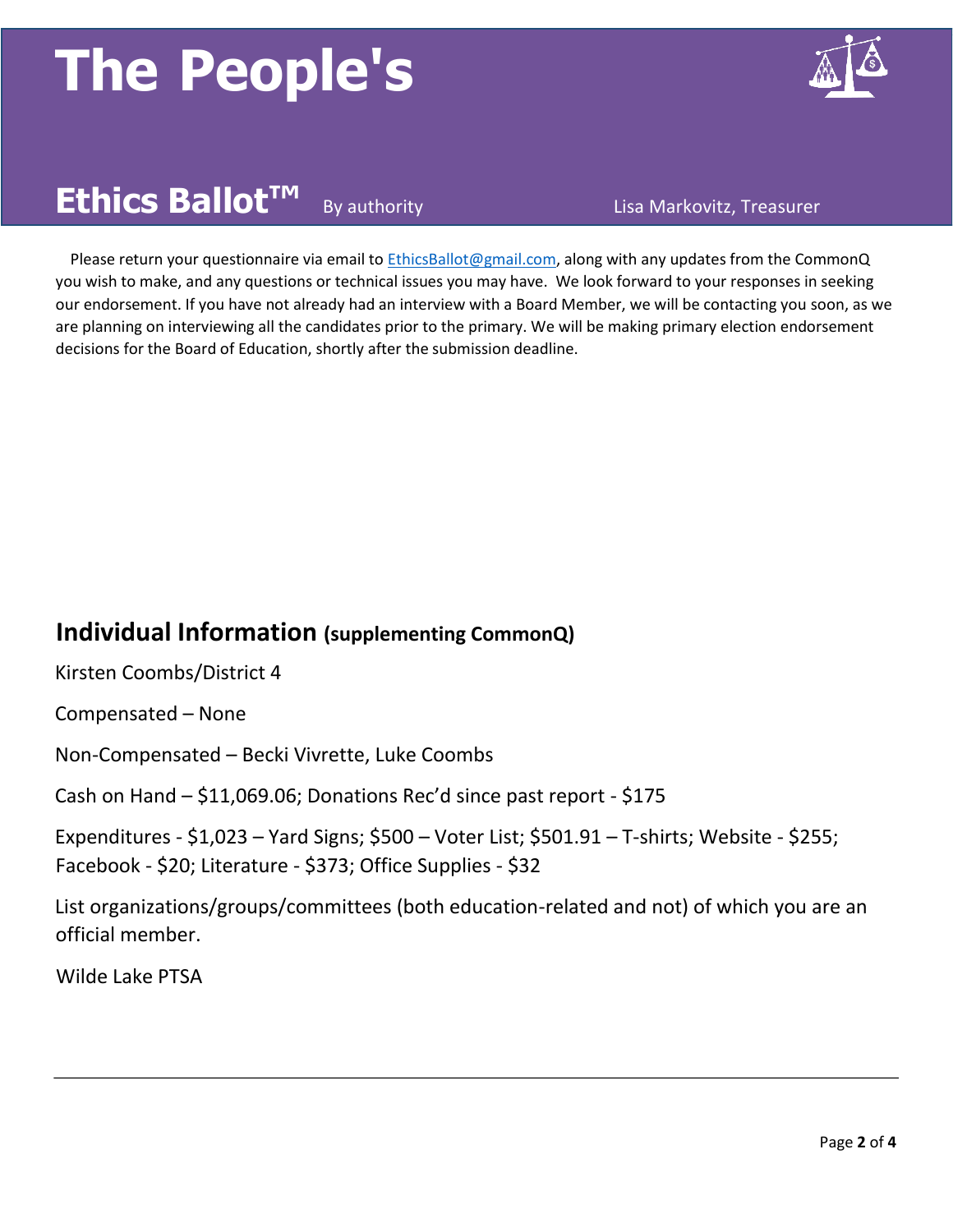# The People's Ethics Ballot™

By authority Lisa Markovitz, Treasurer

Please return your questionnaire via email to EthicsBallot@gmail.com, along with any updates from the CommonQ you wish to make, and any questions or technical issues you may have. We look forward to your responses in seeking our endorsement. If you have not already had an interview with a Board Member, we will be contacting you soon, as we are planning on interviewing all the candidates prior to the primary. We will be making primary election endorsement decisions for the Board of Education, shortly after the submission deadline.

## Individual Information (supplementing CommonQ)

Kirsten Coombs/District 4

Compensated – None

Non-Compensated – Becki Vivrette, Luke Coombs

Cash on Hand – $11,069.06; Donations Rec'd since past report - $175

Expenditures - $1,023 – Yard Signs; $500 – Voter List; $501.91 – T-shirts; Website - $255; Facebook - $20; Literature - $373; Office Supplies - $32

List organizations/groups/committees (both education-related and not) of which you are an official member.

Wilde Lake PTSA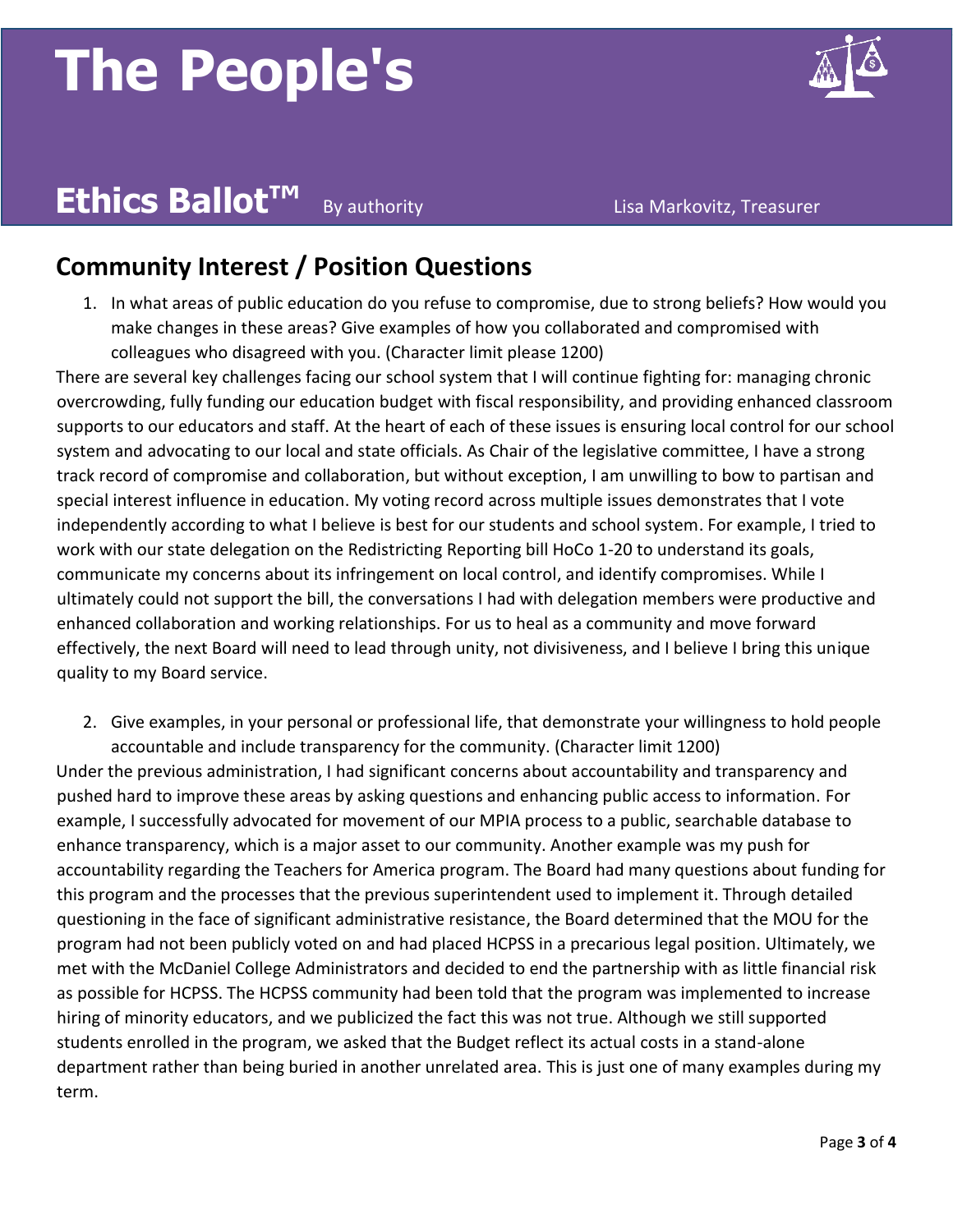# The People's Ethics Ballot™

By authority Lisa Markovitz, Treasurer

## Community Interest / Position Questions

1. In what areas of public education do you refuse to compromise, due to strong beliefs? How would you make changes in these areas? Give examples of how you collaborated and compromised with colleagues who disagreed with you. (Character limit please 1200)

There are several key challenges facing our school system that I will continue fighting for: managing chronic overcrowding, fully funding our education budget with fiscal responsibility, and providing enhanced classroom supports to our educators and staff. At the heart of each of these issues is ensuring local control for our school system and advocating to our local and state officials. As Chair of the legislative committee, I have a strong track record of compromise and collaboration, but without exception, I am unwilling to bow to partisan and special interest influence in education. My voting record across multiple issues demonstrates that I vote independently according to what I believe is best for our students and school system. For example, I tried to work with our state delegation on the Redistricting Reporting bill HoCo 1-20 to understand its goals, communicate my concerns about its infringement on local control, and identify compromises. While I ultimately could not support the bill, the conversations I had with delegation members were productive and enhanced collaboration and working relationships. For us to heal as a community and move forward effectively, the next Board will need to lead through unity, not divisiveness, and I believe I bring this unique quality to my Board service.

2. Give examples, in your personal or professional life, that demonstrate your willingness to hold people accountable and include transparency for the community. (Character limit 1200)

Under the previous administration, I had significant concerns about accountability and transparency and pushed hard to improve these areas by asking questions and enhancing public access to information. For example, I successfully advocated for movement of our MPIA process to a public, searchable database to enhance transparency, which is a major asset to our community. Another example was my push for accountability regarding the Teachers for America program. The Board had many questions about funding for this program and the processes that the previous superintendent used to implement it. Through detailed questioning in the face of significant administrative resistance, the Board determined that the MOU for the program had not been publicly voted on and had placed HCPSS in a precarious legal position. Ultimately, we met with the McDaniel College Administrators and decided to end the partnership with as little financial risk as possible for HCPSS. The HCPSS community had been told that the program was implemented to increase hiring of minority educators, and we publicized the fact this was not true. Although we still supported students enrolled in the program, we asked that the Budget reflect its actual costs in a stand-alone department rather than being buried in another unrelated area. This is just one of many examples during my term.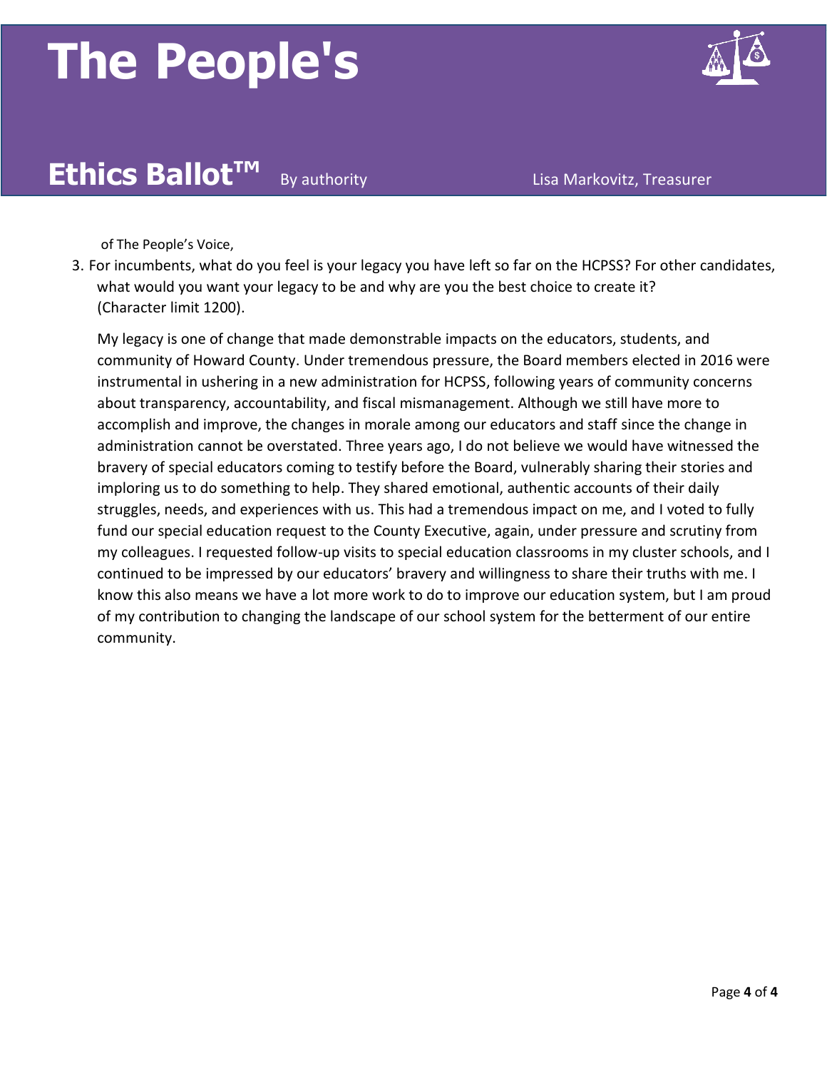of The People's Voice,

3. For incumbents, what do you feel is your legacy you have left so far on the HCPSS? For other candidates, what would you want your legacy to be and why are you the best choice to create it? (Character limit 1200).

   My legacy is one of change that made demonstrable impacts on the educators, students, and community of Howard County. Under tremendous pressure, the Board members elected in 2016 were instrumental in ushering in a new administration for HCPSS, following years of community concerns about transparency, accountability, and fiscal mismanagement. Although we still have more to accomplish and improve, the changes in morale among our educators and staff since the change in administration cannot be overstated. Three years ago, I do not believe we would have witnessed the bravery of special educators coming to testify before the Board, vulnerably sharing their stories and imploring us to do something to help. They shared emotional, authentic accounts of their daily struggles, needs, and experiences with us. This had a tremendous impact on me, and I voted to fully fund our special education request to the County Executive, again, under pressure and scrutiny from my colleagues. I requested follow-up visits to special education classrooms in my cluster schools, and I continued to be impressed by our educators' bravery and willingness to share their truths with me. I know this also means we have a lot more work to do to improve our education system, but I am proud of my contribution to changing the landscape of our school system for the betterment of our entire community.